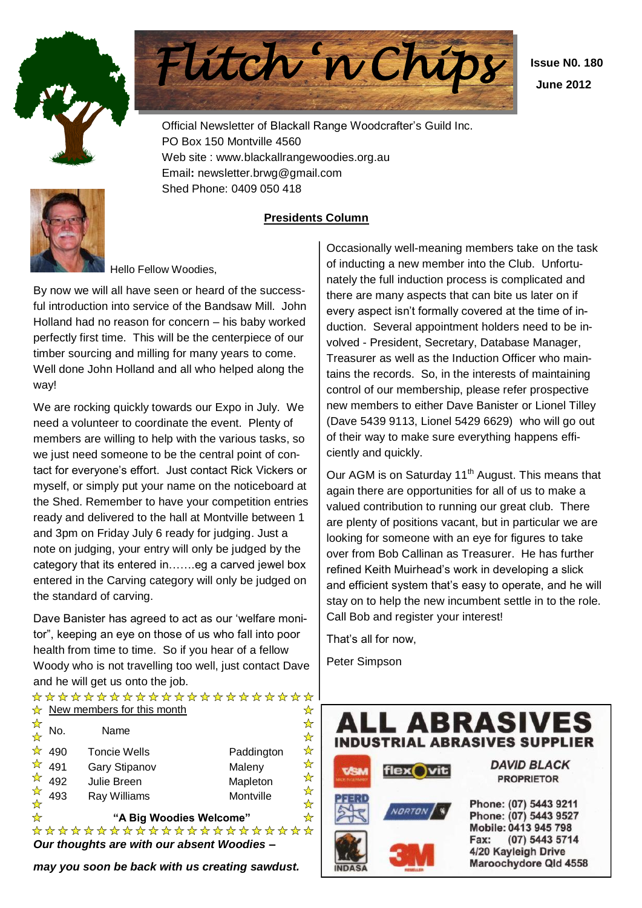# Flitch 'n Chips

**Issue N0. 180**

**June 2012**

Official Newsletter of Blackall Range Woodcrafter's Guild Inc.
PO Box 150 Montville 4560
Web site : www.blackallrangewoodies.org.au
Email: newsletter.brwg@gmail.com
Shed Phone: 0409 050 418

## Presidents Column

Hello Fellow Woodies,

By now we will all have seen or heard of the successful introduction into service of the Bandsaw Mill. John Holland had no reason for concern – his baby worked perfectly first time. This will be the centerpiece of our timber sourcing and milling for many years to come. Well done John Holland and all who helped along the way!

We are rocking quickly towards our Expo in July. We need a volunteer to coordinate the event. Plenty of members are willing to help with the various tasks, so we just need someone to be the central point of contact for everyone's effort. Just contact Rick Vickers or myself, or simply put your name on the noticeboard at the Shed. Remember to have your competition entries ready and delivered to the hall at Montville between 1 and 3pm on Friday July 6 ready for judging. Just a note on judging, your entry will only be judged by the category that its entered in…….eg a carved jewel box entered in the Carving category will only be judged on the standard of carving.

Dave Banister has agreed to act as our 'welfare monitor", keeping an eye on those of us who fall into poor health from time to time. So if you hear of a fellow Woody who is not travelling too well, just contact Dave and he will get us onto the job.

Occasionally well-meaning members take on the task of inducting a new member into the Club. Unfortunately the full induction process is complicated and there are many aspects that can bite us later on if every aspect isn't formally covered at the time of induction. Several appointment holders need to be involved - President, Secretary, Database Manager, Treasurer as well as the Induction Officer who maintains the records. So, in the interests of maintaining control of our membership, please refer prospective new members to either Dave Banister or Lionel Tilley (Dave 5439 9113, Lionel 5429 6629) who will go out of their way to make sure everything happens efficiently and quickly.

Our AGM is on Saturday 11th August. This means that again there are opportunities for all of us to make a valued contribution to running our great club. There are plenty of positions vacant, but in particular we are looking for someone with an eye for figures to take over from Bob Callinan as Treasurer. He has further refined Keith Muirhead's work in developing a slick and efficient system that's easy to operate, and he will stay on to help the new incumbent settle in to the role. Call Bob and register your interest!

That's all for now,

Peter Simpson

### New members for this month

| No. | Name | |
|---|---|---|
| 490 | Toncie Wells | Paddington |
| 491 | Gary Stipanov | Maleny |
| 492 | Julie Breen | Mapleton |
| 493 | Ray Williams | Montville |

**"A Big Woodies Welcome"**

***Our thoughts are with our absent Woodies –***

***may you soon be back with us creating sawdust.***

**ALL ABRASIVES**
**INDUSTRIAL ABRASIVES SUPPLIER**

VSM, flexovit, PFERD, NORTON, INDASA, 3M

***DAVID BLACK***
**PROPRIETOR**

Phone: (07) 5443 9211
Phone: (07) 5443 9527
Mobile: 0413 945 798
Fax: (07) 5443 5714
4/20 Kayleigh Drive
Maroochydore Qld 4558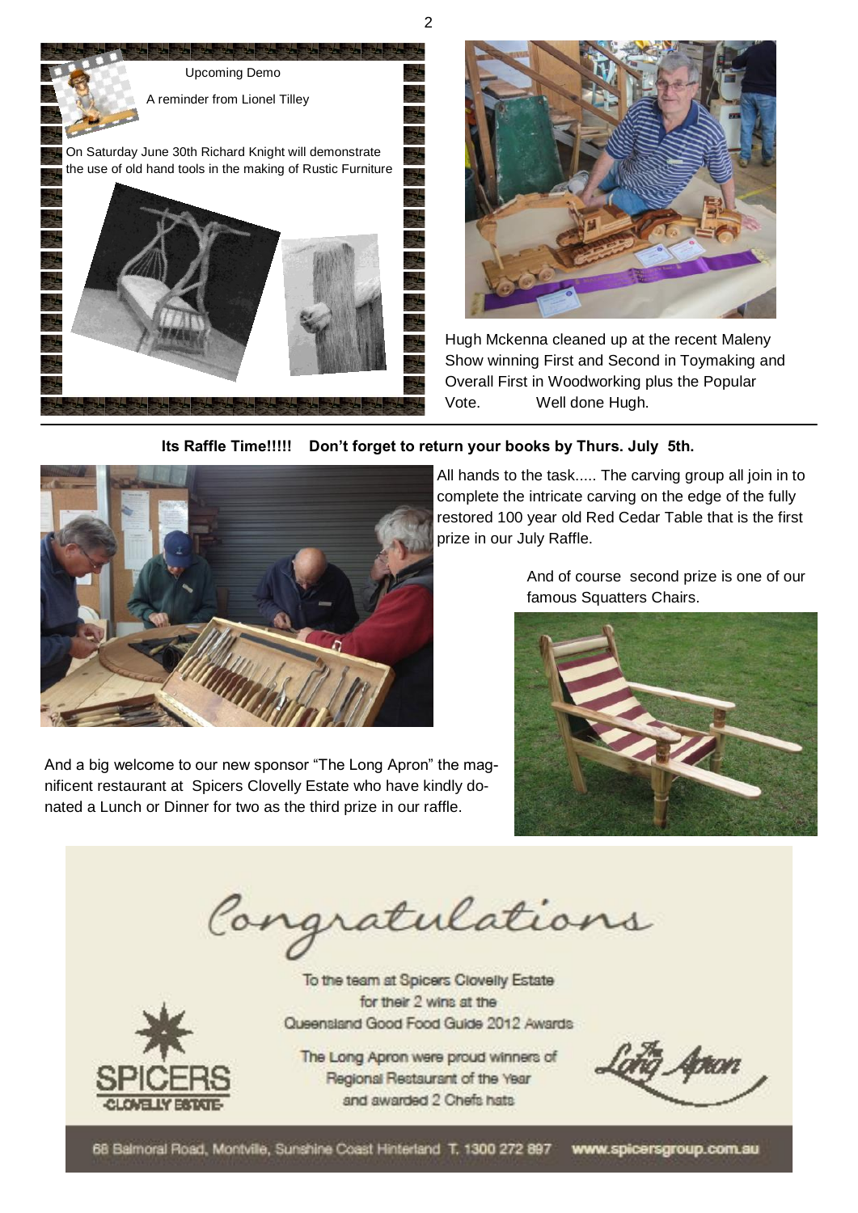Upcoming Demo

A reminder from Lionel Tilley

On Saturday June 30th Richard Knight will demonstrate the use of old hand tools in the making of Rustic Furniture

Hugh Mckenna cleaned up at the recent Maleny Show winning First and Second in Toymaking and Overall First in Woodworking plus the Popular Vote. Well done Hugh.

**Its Raffle Time!!!!! Don't forget to return your books by Thurs. July 5th.**

All hands to the task..... The carving group all join in to complete the intricate carving on the edge of the fully restored 100 year old Red Cedar Table that is the first prize in our July Raffle.

And of course second prize is one of our famous Squatters Chairs.

And a big welcome to our new sponsor "The Long Apron" the magnificent restaurant at Spicers Clovelly Estate who have kindly donated a Lunch or Dinner for two as the third prize in our raffle.

*Congratulations*

To the team at Spicers Clovelly Estate
for their 2 wins at the
Queensland Good Food Guide 2012 Awards

The Long Apron were proud winners of
Regional Restaurant of the Year
and awarded 2 Chefs hats

SPICERS
CLOVELLY ESTATE

The Long Apron

68 Balmoral Road, Montville, Sunshine Coast Hinterland T. 1300 272 897 www.spicersgroup.com.au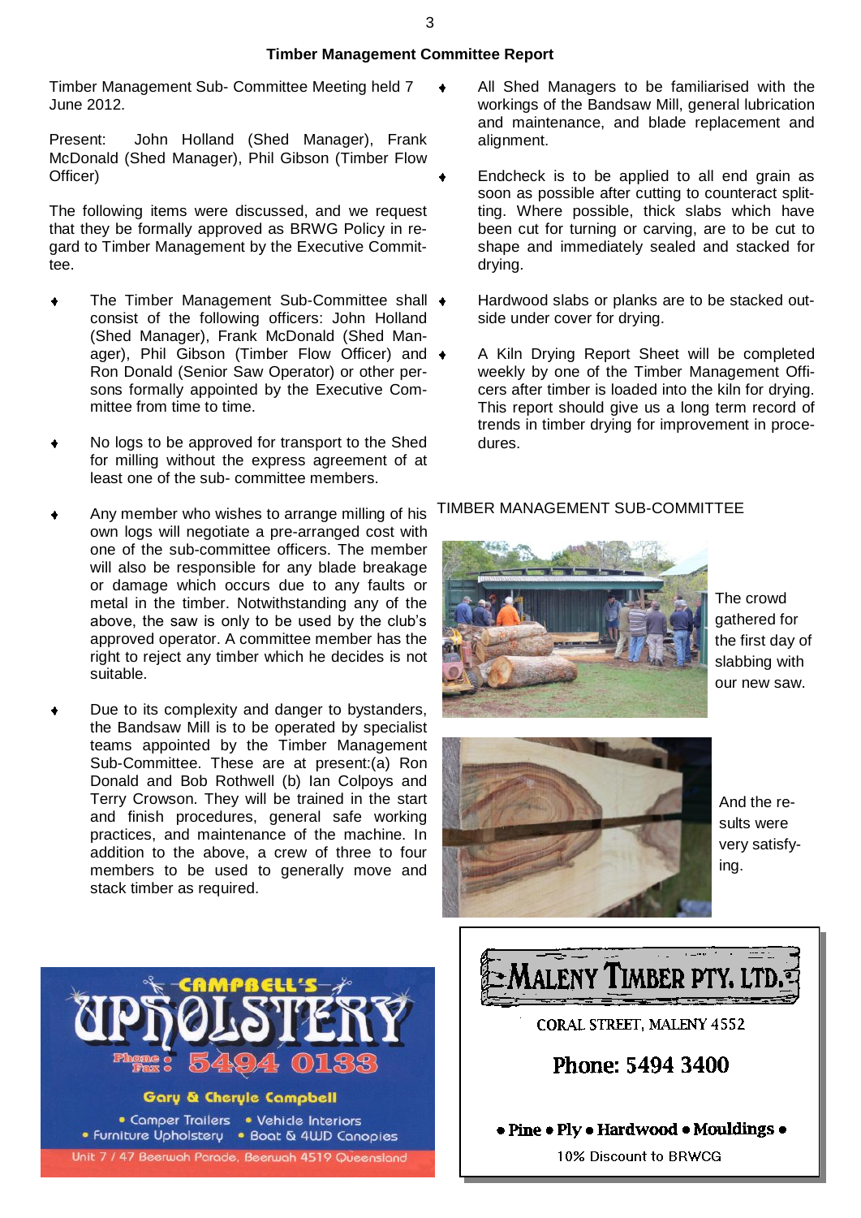## Timber Management Committee Report

Timber Management Sub- Committee Meeting held 7 June 2012.

Present: John Holland (Shed Manager), Frank McDonald (Shed Manager), Phil Gibson (Timber Flow Officer)

The following items were discussed, and we request that they be formally approved as BRWG Policy in regard to Timber Management by the Executive Committee.

- The Timber Management Sub-Committee shall consist of the following officers: John Holland (Shed Manager), Frank McDonald (Shed Manager), Phil Gibson (Timber Flow Officer) and Ron Donald (Senior Saw Operator) or other persons formally appointed by the Executive Committee from time to time.

- No logs to be approved for transport to the Shed for milling without the express agreement of at least one of the sub- committee members.

- Any member who wishes to arrange milling of his own logs will negotiate a pre-arranged cost with one of the sub-committee officers. The member will also be responsible for any blade breakage or damage which occurs due to any faults or metal in the timber. Notwithstanding any of the above, the saw is only to be used by the club's approved operator. A committee member has the right to reject any timber which he decides is not suitable.

- Due to its complexity and danger to bystanders, the Bandsaw Mill is to be operated by specialist teams appointed by the Timber Management Sub-Committee. These are at present:(a) Ron Donald and Bob Rothwell (b) Ian Colpoys and Terry Crowson. They will be trained in the start and finish procedures, general safe working practices, and maintenance of the machine. In addition to the above, a crew of three to four members to be used to generally move and stack timber as required.

- All Shed Managers to be familiarised with the workings of the Bandsaw Mill, general lubrication and maintenance, and blade replacement and alignment.

- Endcheck is to be applied to all end grain as soon as possible after cutting to counteract splitting. Where possible, thick slabs which have been cut for turning or carving, are to be cut to shape and immediately sealed and stacked for drying.

- Hardwood slabs or planks are to be stacked outside under cover for drying.

- A Kiln Drying Report Sheet will be completed weekly by one of the Timber Management Officers after timber is loaded into the kiln for drying. This report should give us a long term record of trends in timber drying for improvement in procedures.

TIMBER MANAGEMENT SUB-COMMITTEE

The crowd gathered for the first day of slabbing with our new saw.

And the results were very satisfying.

---

CAMPBELL'S UPHOLSTERY

Phone Fax: 5494 0133

Gary & Cheryle Campbell

- Camper Trailers
- Vehicle Interiors
- Furniture Upholstery
- Boat & 4WD Canopies

Unit 7 / 47 Beerwah Parade, Beerwah 4519 Queensland

---

MALENY TIMBER PTY. LTD.

CORAL STREET, MALENY 4552

Phone: 5494 3400

• Pine • Ply • Hardwood • Mouldings •

10% Discount to BRWCG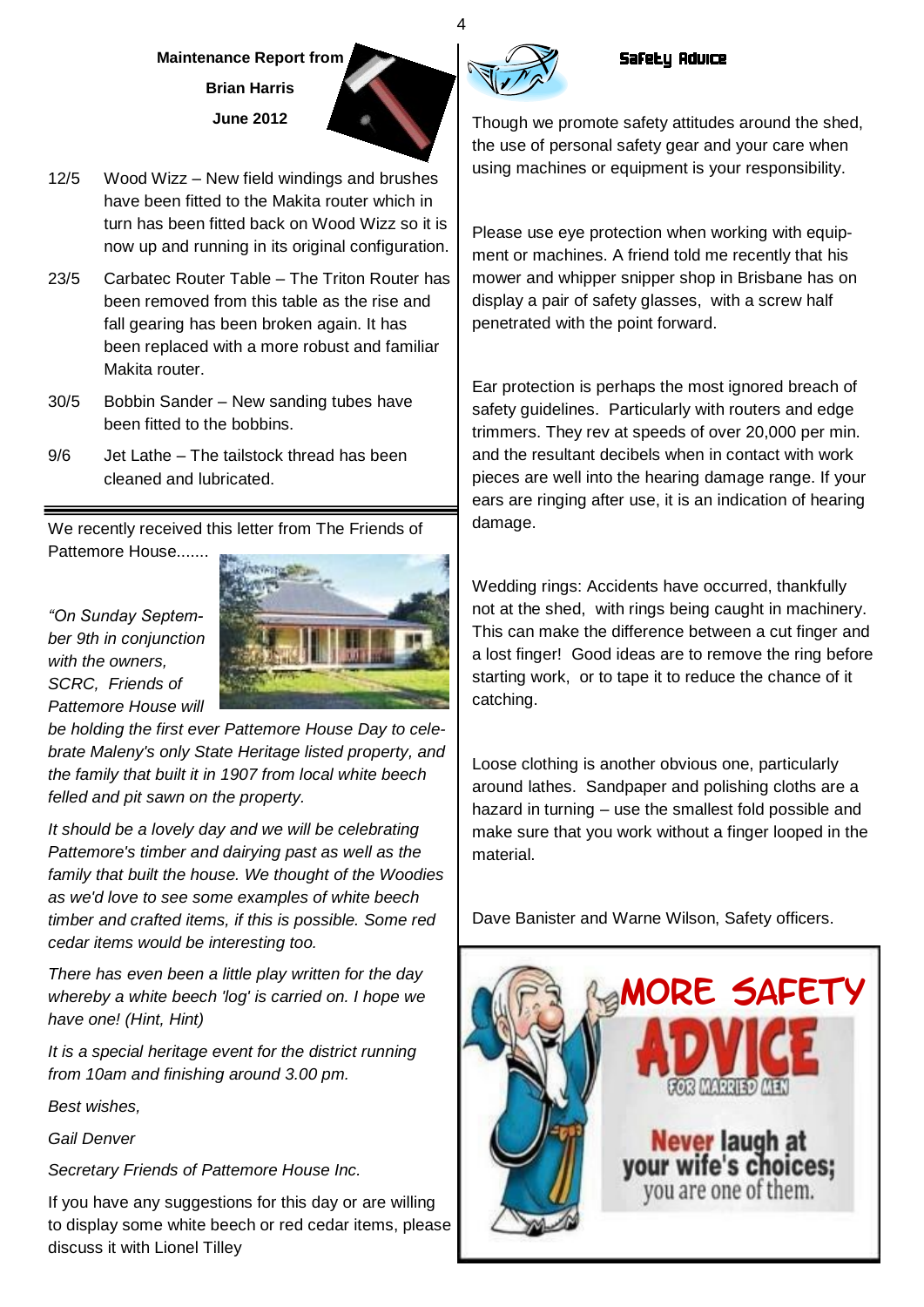**Maintenance Report from**

**Brian Harris**

**June 2012**

12/5 Wood Wizz – New field windings and brushes have been fitted to the Makita router which in turn has been fitted back on Wood Wizz so it is now up and running in its original configuration.

23/5 Carbatec Router Table – The Triton Router has been removed from this table as the rise and fall gearing has been broken again. It has been replaced with a more robust and familiar Makita router.

30/5 Bobbin Sander – New sanding tubes have been fitted to the bobbins.

9/6 Jet Lathe – The tailstock thread has been cleaned and lubricated.

---

We recently received this letter from The Friends of Pattemore House.......

*"On Sunday September 9th in conjunction with the owners, SCRC, Friends of Pattemore House will be holding the first ever Pattemore House Day to celebrate Maleny's only State Heritage listed property, and the family that built it in 1907 from local white beech felled and pit sawn on the property.*

*It should be a lovely day and we will be celebrating Pattemore's timber and dairying past as well as the family that built the house. We thought of the Woodies as we'd love to see some examples of white beech timber and crafted items, if this is possible. Some red cedar items would be interesting too.*

*There has even been a little play written for the day whereby a white beech 'log' is carried on. I hope we have one! (Hint, Hint)*

*It is a special heritage event for the district running from 10am and finishing around 3.00 pm.*

*Best wishes,*

*Gail Denver*

*Secretary Friends of Pattemore House Inc.*

If you have any suggestions for this day or are willing to display some white beech or red cedar items, please discuss it with Lionel Tilley

## Safety Advice

Though we promote safety attitudes around the shed, the use of personal safety gear and your care when using machines or equipment is your responsibility.

Please use eye protection when working with equipment or machines. A friend told me recently that his mower and whipper snipper shop in Brisbane has on display a pair of safety glasses, with a screw half penetrated with the point forward.

Ear protection is perhaps the most ignored breach of safety guidelines. Particularly with routers and edge trimmers. They rev at speeds of over 20,000 per min. and the resultant decibels when in contact with work pieces are well into the hearing damage range. If your ears are ringing after use, it is an indication of hearing damage.

Wedding rings: Accidents have occurred, thankfully not at the shed, with rings being caught in machinery. This can make the difference between a cut finger and a lost finger! Good ideas are to remove the ring before starting work, or to tape it to reduce the chance of it catching.

Loose clothing is another obvious one, particularly around lathes. Sandpaper and polishing cloths are a hazard in turning – use the smallest fold possible and make sure that you work without a finger looped in the material.

Dave Banister and Warne Wilson, Safety officers.

MORE SAFETY ADVICE FOR MARRIED MEN

Never laugh at your wife's choices; you are one of them.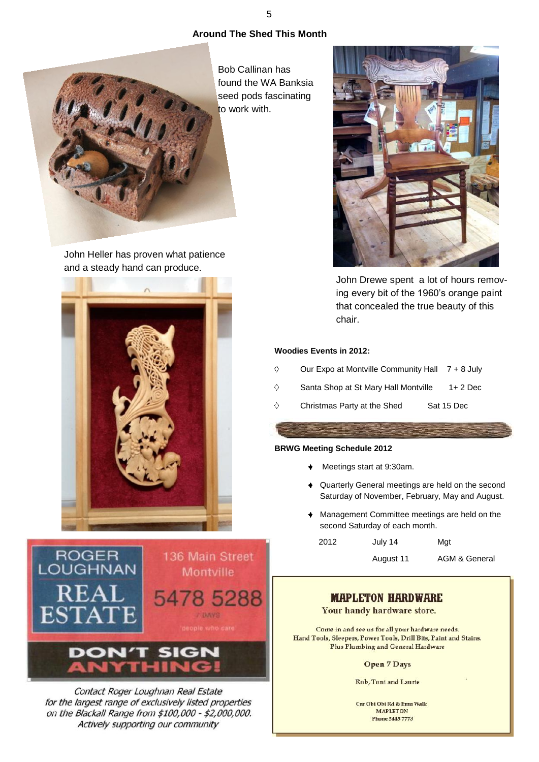## Around The Shed This Month

Bob Callinan has found the WA Banksia seed pods fascinating to work with.

John Heller has proven what patience and a steady hand can produce.

John Drewe spent a lot of hours removing every bit of the 1960's orange paint that concealed the true beauty of this chair.

**Woodies Events in 2012:**

- Our Expo at Montville Community Hall 7 + 8 July
- Santa Shop at St Mary Hall Montville 1+ 2 Dec
- Christmas Party at the Shed Sat 15 Dec

**BRWG Meeting Schedule 2012**

- Meetings start at 9:30am.
- Quarterly General meetings are held on the second Saturday of November, February, May and August.
- Management Committee meetings are held on the second Saturday of each month.

| | | |
|---|---|---|
| 2012 | July 14 | Mgt |
| | August 11 | AGM & General |

ROGER LOUGHNAN REAL ESTATE

136 Main Street Montville

5478 5288

7 DAYS

people who care

DON'T SIGN ANYTHING!

*Contact Roger Loughnan Real Estate for the largest range of exclusively listed properties on the Blackall Range from $100,000 - $2,000,000. Actively supporting our community*

**MAPLETON HARDWARE**

Your handy hardware store.

Come in and see us for all your hardware needs.
Hand Tools, Sleepers, Power Tools, Drill Bits, Paint and Stains.
Plus Plumbing and General Hardware

Open 7 Days

Rob, Toni and Laurie

Cnr Obi Obi Rd & Emu Walk
MAPLETON
Phone 5445 7773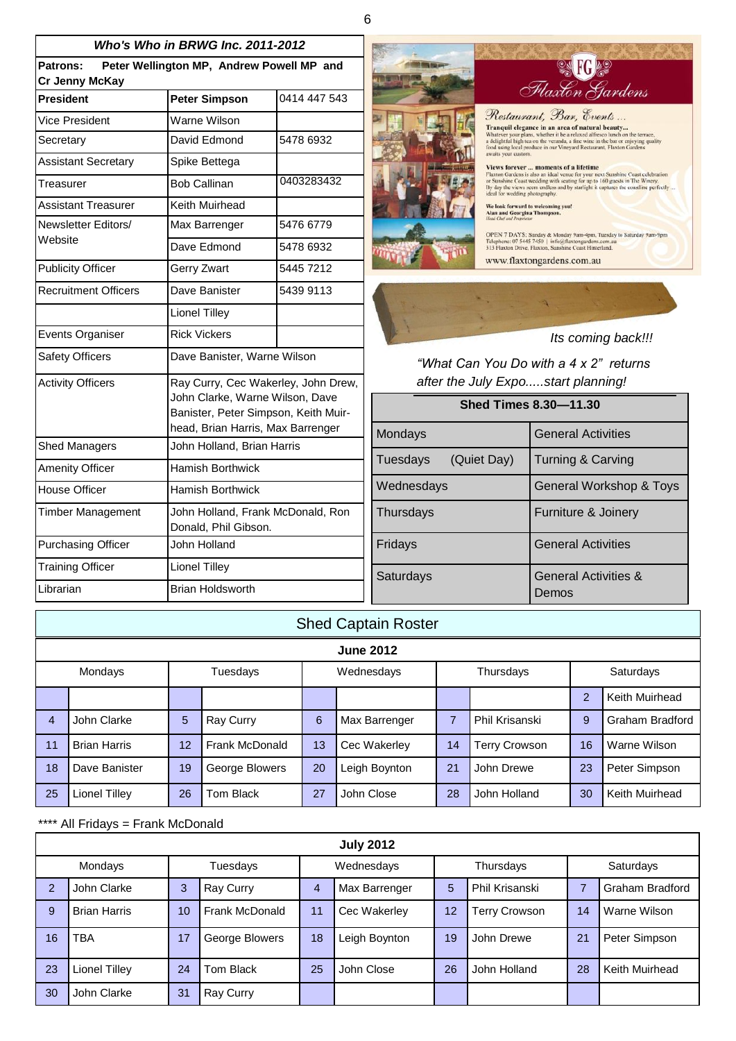## Who's Who in BRWG Inc. 2011-2012

**Patrons:** Peter Wellington MP, Andrew Powell MP and Cr Jenny McKay

| | | |
|---|---|---|
| **President** | **Peter Simpson** | 0414 447 543 |
| Vice President | Warne Wilson | |
| Secretary | David Edmond | 5478 6932 |
| Assistant Secretary | Spike Bettega | |
| Treasurer | Bob Callinan | 0403283432 |
| Assistant Treasurer | Keith Muirhead | |
| Newsletter Editors/ Website | Max Barrenger | 5476 6779 |
| | Dave Edmond | 5478 6932 |
| Publicity Officer | Gerry Zwart | 5445 7212 |
| Recruitment Officers | Dave Banister | 5439 9113 |
| | Lionel Tilley | |
| Events Organiser | Rick Vickers | |
| Safety Officers | Dave Banister, Warne Wilson | |
| Activity Officers | Ray Curry, Cec Wakerley, John Drew, John Clarke, Warne Wilson, Dave Banister, Peter Simpson, Keith Muirhead, Brian Harris, Max Barrenger | |
| Shed Managers | John Holland, Brian Harris | |
| Amenity Officer | Hamish Borthwick | |
| House Officer | Hamish Borthwick | |
| Timber Management | John Holland, Frank McDonald, Ron Donald, Phil Gibson. | |
| Purchasing Officer | John Holland | |
| Training Officer | Lionel Tilley | |
| Librarian | Brian Holdsworth | |

**Flaxton Gardens**

Restaurant, Bar, Events ...

**Tranquil elegance in an area of natural beauty...**
Whatever your plans, whether it be a relaxed alfresco lunch on the terrace, a delightful high tea on the veranda, a fine wine in the bar or enjoying quality food using local produce in our Vineyard Restaurant, Flaxton Gardens awaits your custom.

**Views forever ... moments of a lifetime**
Flaxton Gardens is also an ideal venue for your next Sunshine Coast celebration or Sunshine Coast wedding with seating for up to 160 guests in The Winery. By day the views seem endless and by starlight it captures the coastline perfectly ... ideal for wedding photography.

**We look forward to welcoming you!**
**Alan and Georgina Thompson.**
Head Chef and Proprietor

OPEN 7 DAYS: Sunday & Monday 9am-6pm, Tuesday to Saturday 9am-9pm
Telephone: 07 5445 7450 | info@flaxtongardens.com.au
313 Flaxton Drive, Flaxton, Sunshine Coast Hinterland.

www.flaxtongardens.com.au

*Its coming back!!!*

*"What Can You Do with a 4 x 2" returns after the July Expo.....start planning!*

| Shed Times 8.30—11.30 | |
|---|---|
| Mondays | General Activities |
| Tuesdays (Quiet Day) | Turning & Carving |
| Wednesdays | General Workshop & Toys |
| Thursdays | Furniture & Joinery |
| Fridays | General Activities |
| Saturdays | General Activities & Demos |

## Shed Captain Roster

**June 2012**

| Mondays | | Tuesdays | | Wednesdays | | Thursdays | | Saturdays | |
|---|---|---|---|---|---|---|---|---|---|
| | | | | | | | | 2 | Keith Muirhead |
| 4 | John Clarke | 5 | Ray Curry | 6 | Max Barrenger | 7 | Phil Krisanski | 9 | Graham Bradford |
| 11 | Brian Harris | 12 | Frank McDonald | 13 | Cec Wakerley | 14 | Terry Crowson | 16 | Warne Wilson |
| 18 | Dave Banister | 19 | George Blowers | 20 | Leigh Boynton | 21 | John Drewe | 23 | Peter Simpson |
| 25 | Lionel Tilley | 26 | Tom Black | 27 | John Close | 28 | John Holland | 30 | Keith Muirhead |

**** All Fridays = Frank McDonald

**July 2012**

| Mondays | | Tuesdays | | Wednesdays | | Thursdays | | Saturdays | |
|---|---|---|---|---|---|---|---|---|---|
| 2 | John Clarke | 3 | Ray Curry | 4 | Max Barrenger | 5 | Phil Krisanski | 7 | Graham Bradford |
| 9 | Brian Harris | 10 | Frank McDonald | 11 | Cec Wakerley | 12 | Terry Crowson | 14 | Warne Wilson |
| 16 | TBA | 17 | George Blowers | 18 | Leigh Boynton | 19 | John Drewe | 21 | Peter Simpson |
| 23 | Lionel Tilley | 24 | Tom Black | 25 | John Close | 26 | John Holland | 28 | Keith Muirhead |
| 30 | John Clarke | 31 | Ray Curry | | | | | | |